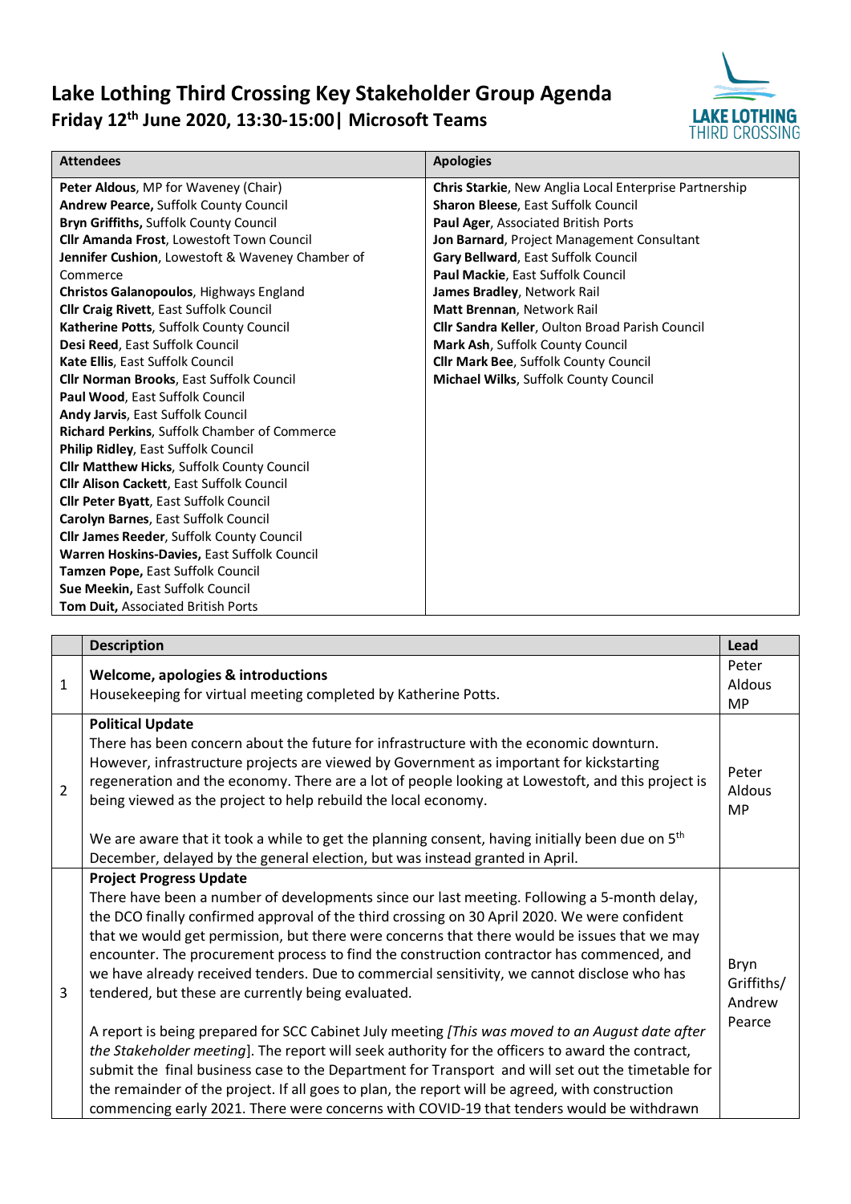# Lake Lothing Third Crossing Key Stakeholder Group Agenda

## Friday 12th June 2020, 13:30-15:00| Microsoft Teams

| Attendees | Apologies |
|---|---|
| **Peter Aldous**, MP for Waveney (Chair) | **Chris Starkie**, New Anglia Local Enterprise Partnership |
| **Andrew Pearce,** Suffolk County Council | **Sharon Bleese**, East Suffolk Council |
| **Bryn Griffiths,** Suffolk County Council | **Paul Ager**, Associated British Ports |
| **Cllr Amanda Frost**, Lowestoft Town Council | **Jon Barnard**, Project Management Consultant |
| **Jennifer Cushion**, Lowestoft & Waveney Chamber of Commerce | **Gary Bellward**, East Suffolk Council |
| **Christos Galanopoulos**, Highways England | **Paul Mackie**, East Suffolk Council |
| **Cllr Craig Rivett**, East Suffolk Council | **James Bradley**, Network Rail |
| **Katherine Potts**, Suffolk County Council | **Matt Brennan**, Network Rail |
| **Desi Reed**, East Suffolk Council | **Cllr Sandra Keller**, Oulton Broad Parish Council |
| **Kate Ellis**, East Suffolk Council | **Mark Ash**, Suffolk County Council |
| **Cllr Norman Brooks**, East Suffolk Council | **Cllr Mark Bee**, Suffolk County Council |
| **Paul Wood**, East Suffolk Council | **Michael Wilks**, Suffolk County Council |
| **Andy Jarvis**, East Suffolk Council | |
| **Richard Perkins**, Suffolk Chamber of Commerce | |
| **Philip Ridley**, East Suffolk Council | |
| **Cllr Matthew Hicks**, Suffolk County Council | |
| **Cllr Alison Cackett**, East Suffolk Council | |
| **Cllr Peter Byatt**, East Suffolk Council | |
| **Carolyn Barnes**, East Suffolk Council | |
| **Cllr James Reeder**, Suffolk County Council | |
| **Warren Hoskins-Davies,** East Suffolk Council | |
| **Tamzen Pope,** East Suffolk Council | |
| **Sue Meekin,** East Suffolk Council | |
| **Tom Duit,** Associated British Ports | |

| | Description | Lead |
|---|---|---|
| 1 | **Welcome, apologies & introductions**<br>Housekeeping for virtual meeting completed by Katherine Potts. | Peter Aldous MP |
| 2 | **Political Update**<br>There has been concern about the future for infrastructure with the economic downturn. However, infrastructure projects are viewed by Government as important for kickstarting regeneration and the economy. There are a lot of people looking at Lowestoft, and this project is being viewed as the project to help rebuild the local economy.<br><br>We are aware that it took a while to get the planning consent, having initially been due on 5th December, delayed by the general election, but was instead granted in April. | Peter Aldous MP |
| 3 | **Project Progress Update**<br>There have been a number of developments since our last meeting. Following a 5-month delay, the DCO finally confirmed approval of the third crossing on 30 April 2020. We were confident that we would get permission, but there were concerns that there would be issues that we may encounter. The procurement process to find the construction contractor has commenced, and we have already received tenders. Due to commercial sensitivity, we cannot disclose who has tendered, but these are currently being evaluated.<br><br>A report is being prepared for SCC Cabinet July meeting *[This was moved to an August date after the Stakeholder meeting]*. The report will seek authority for the officers to award the contract, submit the final business case to the Department for Transport and will set out the timetable for the remainder of the project. If all goes to plan, the report will be agreed, with construction commencing early 2021. There were concerns with COVID-19 that tenders would be withdrawn | Bryn Griffiths/ Andrew Pearce |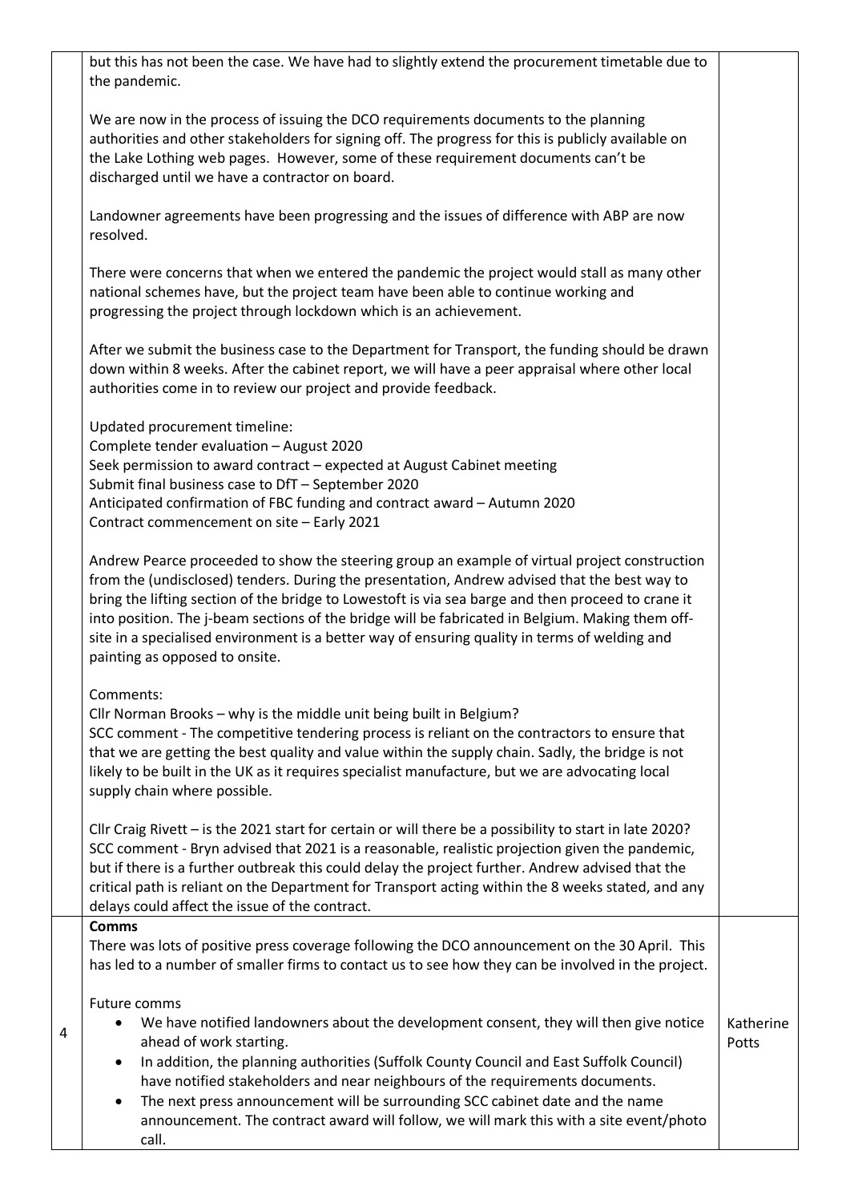| | | |
|---|---|---|
| | but this has not been the case. We have had to slightly extend the procurement timetable due to the pandemic.<br><br>We are now in the process of issuing the DCO requirements documents to the planning authorities and other stakeholders for signing off. The progress for this is publicly available on the Lake Lothing web pages. However, some of these requirement documents can't be discharged until we have a contractor on board.<br><br>Landowner agreements have been progressing and the issues of difference with ABP are now resolved.<br><br>There were concerns that when we entered the pandemic the project would stall as many other national schemes have, but the project team have been able to continue working and progressing the project through lockdown which is an achievement.<br><br>After we submit the business case to the Department for Transport, the funding should be drawn down within 8 weeks. After the cabinet report, we will have a peer appraisal where other local authorities come in to review our project and provide feedback.<br><br>Updated procurement timeline:<br>Complete tender evaluation – August 2020<br>Seek permission to award contract – expected at August Cabinet meeting<br>Submit final business case to DfT – September 2020<br>Anticipated confirmation of FBC funding and contract award – Autumn 2020<br>Contract commencement on site – Early 2021<br><br>Andrew Pearce proceeded to show the steering group an example of virtual project construction from the (undisclosed) tenders. During the presentation, Andrew advised that the best way to bring the lifting section of the bridge to Lowestoft is via sea barge and then proceed to crane it into position. The j-beam sections of the bridge will be fabricated in Belgium. Making them off-site in a specialised environment is a better way of ensuring quality in terms of welding and painting as opposed to onsite.<br><br>Comments:<br>Cllr Norman Brooks – why is the middle unit being built in Belgium?<br>SCC comment - The competitive tendering process is reliant on the contractors to ensure that that we are getting the best quality and value within the supply chain. Sadly, the bridge is not likely to be built in the UK as it requires specialist manufacture, but we are advocating local supply chain where possible.<br><br>Cllr Craig Rivett – is the 2021 start for certain or will there be a possibility to start in late 2020?<br>SCC comment - Bryn advised that 2021 is a reasonable, realistic projection given the pandemic, but if there is a further outbreak this could delay the project further. Andrew advised that the critical path is reliant on the Department for Transport acting within the 8 weeks stated, and any delays could affect the issue of the contract. | |
| 4 | **Comms**<br>There was lots of positive press coverage following the DCO announcement on the 30 April. This has led to a number of smaller firms to contact us to see how they can be involved in the project.<br><br>Future comms<br>• We have notified landowners about the development consent, they will then give notice ahead of work starting.<br>• In addition, the planning authorities (Suffolk County Council and East Suffolk Council) have notified stakeholders and near neighbours of the requirements documents.<br>• The next press announcement will be surrounding SCC cabinet date and the name announcement. The contract award will follow, we will mark this with a site event/photo call. | Katherine Potts |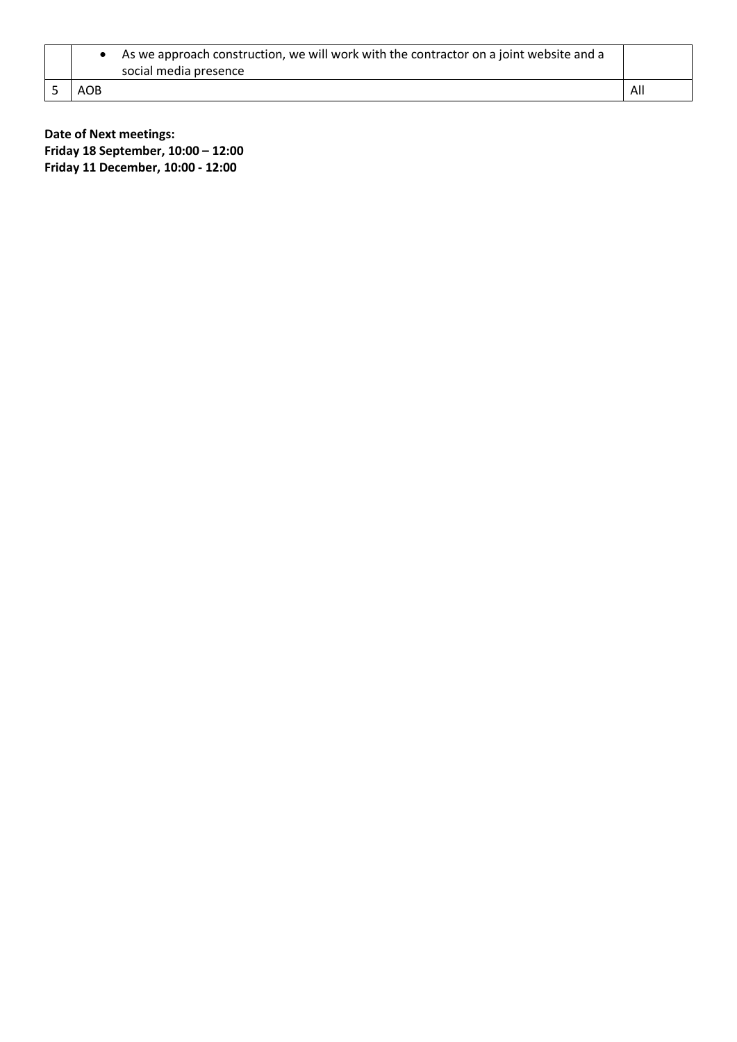| | | |
|---|---|---|
| | • As we approach construction, we will work with the contractor on a joint website and a social media presence | |
| 5 | AOB | All |

**Date of Next meetings:**
**Friday 18 September, 10:00 – 12:00**
**Friday 11 December, 10:00 - 12:00**